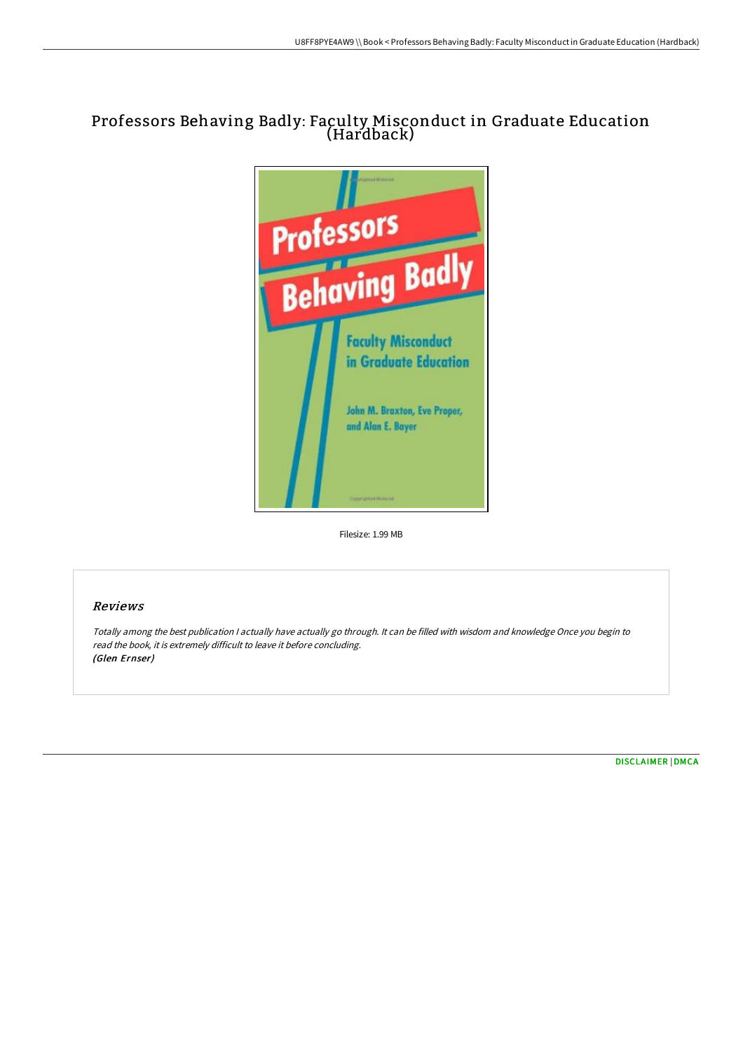# Professors Behaving Badly: Faculty Misconduct in Graduate Education (Hardback)

Filesize: 1.99 MB

## Reviews

*Totally among the best publication I actually have actually go through. It can be filled with wisdom and knowledge Once you begin to read the book, it is extremely difficult to leave it before concluding.*
***(Glen Ernser)***

DISCLAIMER | DMCA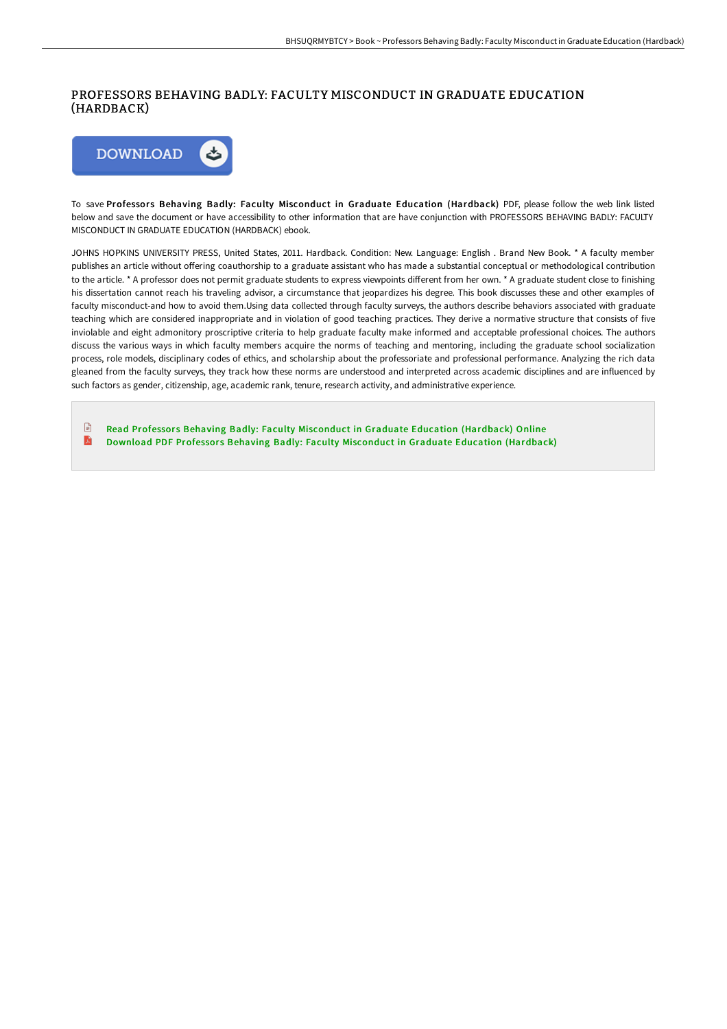# PROFESSORS BEHAVING BADLY: FACULTY MISCONDUCT IN GRADUATE EDUCATION (HARDBACK)

DOWNLOAD

To save **Professors Behaving Badly: Faculty Misconduct in Graduate Education (Hardback)** PDF, please follow the web link listed below and save the document or have accessibility to other information that are have conjunction with PROFESSORS BEHAVING BADLY: FACULTY MISCONDUCT IN GRADUATE EDUCATION (HARDBACK) ebook.

JOHNS HOPKINS UNIVERSITY PRESS, United States, 2011. Hardback. Condition: New. Language: English . Brand New Book. * A faculty member publishes an article without offering coauthorship to a graduate assistant who has made a substantial conceptual or methodological contribution to the article. * A professor does not permit graduate students to express viewpoints different from her own. * A graduate student close to finishing his dissertation cannot reach his traveling advisor, a circumstance that jeopardizes his degree. This book discusses these and other examples of faculty misconduct-and how to avoid them.Using data collected through faculty surveys, the authors describe behaviors associated with graduate teaching which are considered inappropriate and in violation of good teaching practices. They derive a normative structure that consists of five inviolable and eight admonitory proscriptive criteria to help graduate faculty make informed and acceptable professional choices. The authors discuss the various ways in which faculty members acquire the norms of teaching and mentoring, including the graduate school socialization process, role models, disciplinary codes of ethics, and scholarship about the professoriate and professional performance. Analyzing the rich data gleaned from the faculty surveys, they track how these norms are understood and interpreted across academic disciplines and are influenced by such factors as gender, citizenship, age, academic rank, tenure, research activity, and administrative experience.

- Read Professors Behaving Badly: Faculty Misconduct in Graduate Education (Hardback) Online
- Download PDF Professors Behaving Badly: Faculty Misconduct in Graduate Education (Hardback)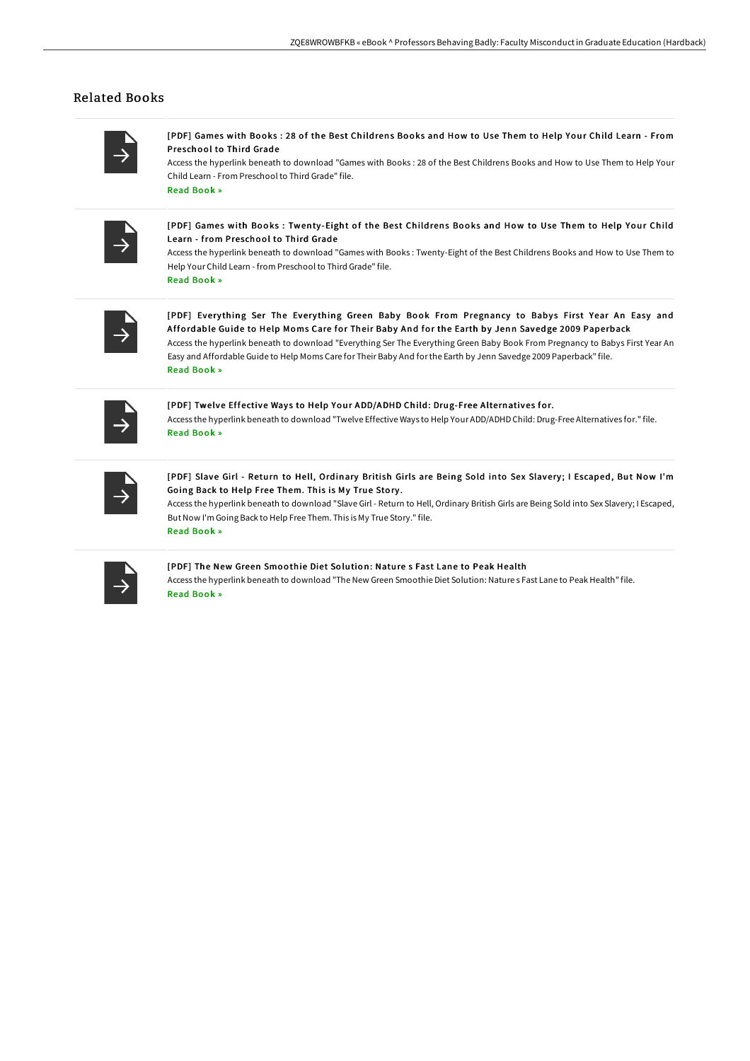## Related Books

**[PDF] Games with Books : 28 of the Best Childrens Books and How to Use Them to Help Your Child Learn - From Preschool to Third Grade**

Access the hyperlink beneath to download "Games with Books : 28 of the Best Childrens Books and How to Use Them to Help Your Child Learn - From Preschool to Third Grade" file.

Read Book »

**[PDF] Games with Books : Twenty-Eight of the Best Childrens Books and How to Use Them to Help Your Child Learn - from Preschool to Third Grade**

Access the hyperlink beneath to download "Games with Books : Twenty-Eight of the Best Childrens Books and How to Use Them to Help Your Child Learn - from Preschool to Third Grade" file.

Read Book »

**[PDF] Everything Ser The Everything Green Baby Book From Pregnancy to Babys First Year An Easy and Affordable Guide to Help Moms Care for Their Baby And for the Earth by Jenn Savedge 2009 Paperback**

Access the hyperlink beneath to download "Everything Ser The Everything Green Baby Book From Pregnancy to Babys First Year An Easy and Affordable Guide to Help Moms Care for Their Baby And for the Earth by Jenn Savedge 2009 Paperback" file.

Read Book »

**[PDF] Twelve Effective Ways to Help Your ADD/ADHD Child: Drug-Free Alternatives for.**

Access the hyperlink beneath to download "Twelve Effective Ways to Help Your ADD/ADHD Child: Drug-Free Alternatives for." file.

Read Book »

**[PDF] Slave Girl - Return to Hell, Ordinary British Girls are Being Sold into Sex Slavery; I Escaped, But Now I'm Going Back to Help Free Them. This is My True Story.**

Access the hyperlink beneath to download "Slave Girl - Return to Hell, Ordinary British Girls are Being Sold into Sex Slavery; I Escaped, But Now I'm Going Back to Help Free Them. This is My True Story." file.

Read Book »

**[PDF] The New Green Smoothie Diet Solution: Nature s Fast Lane to Peak Health**

Access the hyperlink beneath to download "The New Green Smoothie Diet Solution: Nature s Fast Lane to Peak Health" file.

Read Book »